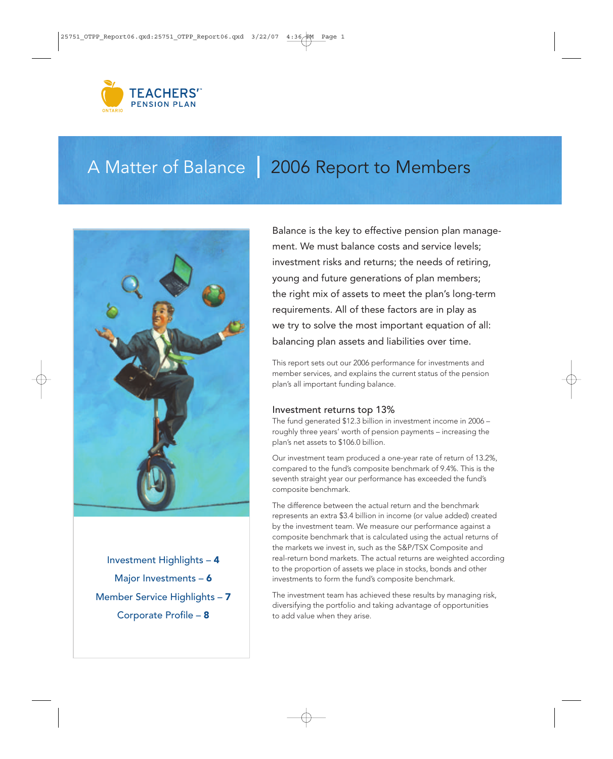TEACHERS' PENSION PLAN
ONTARIO

# A Matter of Balance | 2006 Report to Members

Investment Highlights – **4**

Major Investments – **6**

Member Service Highlights – **7**

Corporate Profile – **8**

Balance is the key to effective pension plan management. We must balance costs and service levels; investment risks and returns; the needs of retiring, young and future generations of plan members; the right mix of assets to meet the plan's long-term requirements. All of these factors are in play as we try to solve the most important equation of all: balancing plan assets and liabilities over time.

This report sets out our 2006 performance for investments and member services, and explains the current status of the pension plan's all important funding balance.

## Investment returns top 13%

The fund generated $12.3 billion in investment income in 2006 – roughly three years' worth of pension payments – increasing the plan's net assets to $106.0 billion.

Our investment team produced a one-year rate of return of 13.2%, compared to the fund's composite benchmark of 9.4%. This is the seventh straight year our performance has exceeded the fund's composite benchmark.

The difference between the actual return and the benchmark represents an extra $3.4 billion in income (or value added) created by the investment team. We measure our performance against a composite benchmark that is calculated using the actual returns of the markets we invest in, such as the S&P/TSX Composite and real-return bond markets. The actual returns are weighted according to the proportion of assets we place in stocks, bonds and other investments to form the fund's composite benchmark.

The investment team has achieved these results by managing risk, diversifying the portfolio and taking advantage of opportunities to add value when they arise.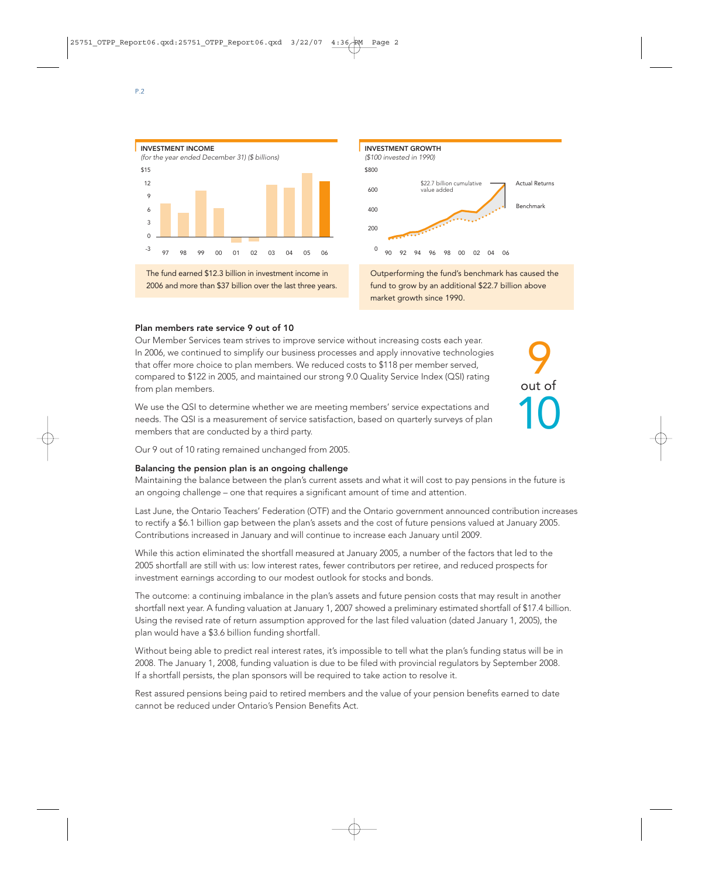**INVESTMENT INCOME**

*(for the year ended December 31) ($ billions)*

The fund earned $12.3 billion in investment income in 2006 and more than $37 billion over the last three years.

**INVESTMENT GROWTH**

*($100 invested in 1990)*

Outperforming the fund's benchmark has caused the fund to grow by an additional $22.7 billion above market growth since 1990.

### Plan members rate service 9 out of 10

Our Member Services team strives to improve service without increasing costs each year. In 2006, we continued to simplify our business processes and apply innovative technologies that offer more choice to plan members. We reduced costs to $118 per member served, compared to $122 in 2005, and maintained our strong 9.0 Quality Service Index (QSI) rating from plan members.

9 out of 10

We use the QSI to determine whether we are meeting members' service expectations and needs. The QSI is a measurement of service satisfaction, based on quarterly surveys of plan members that are conducted by a third party.

Our 9 out of 10 rating remained unchanged from 2005.

### Balancing the pension plan is an ongoing challenge

Maintaining the balance between the plan's current assets and what it will cost to pay pensions in the future is an ongoing challenge – one that requires a significant amount of time and attention.

Last June, the Ontario Teachers' Federation (OTF) and the Ontario government announced contribution increases to rectify a $6.1 billion gap between the plan's assets and the cost of future pensions valued at January 2005. Contributions increased in January and will continue to increase each January until 2009.

While this action eliminated the shortfall measured at January 2005, a number of the factors that led to the 2005 shortfall are still with us: low interest rates, fewer contributors per retiree, and reduced prospects for investment earnings according to our modest outlook for stocks and bonds.

The outcome: a continuing imbalance in the plan's assets and future pension costs that may result in another shortfall next year. A funding valuation at January 1, 2007 showed a preliminary estimated shortfall of $17.4 billion. Using the revised rate of return assumption approved for the last filed valuation (dated January 1, 2005), the plan would have a $3.6 billion funding shortfall.

Without being able to predict real interest rates, it's impossible to tell what the plan's funding status will be in 2008. The January 1, 2008, funding valuation is due to be filed with provincial regulators by September 2008. If a shortfall persists, the plan sponsors will be required to take action to resolve it.

Rest assured pensions being paid to retired members and the value of your pension benefits earned to date cannot be reduced under Ontario's Pension Benefits Act.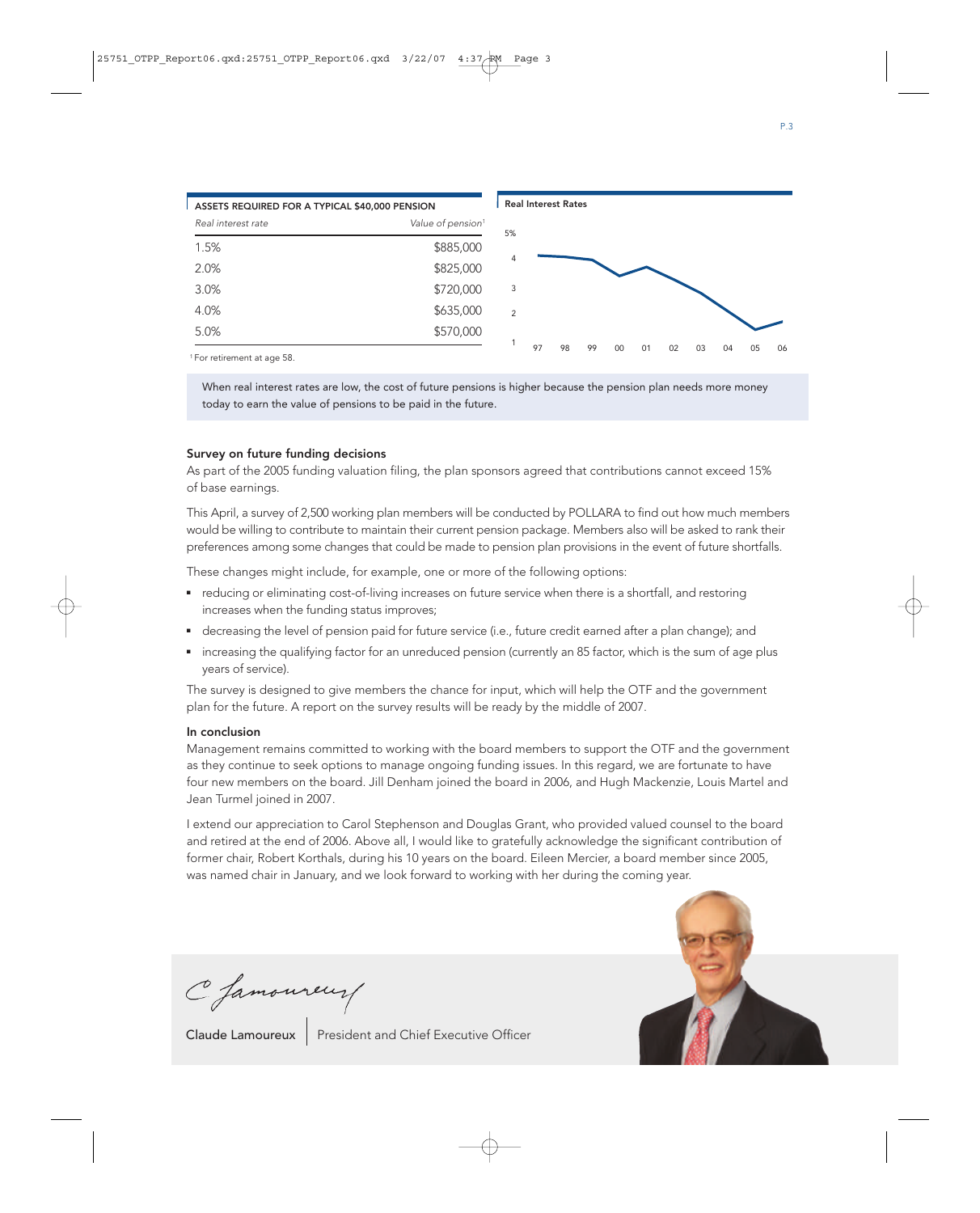| ASSETS REQUIRED FOR A TYPICAL $40,000 PENSION | |
|---|---|
| *Real interest rate* | *Value of pension*[1] |
| 1.5% | $885,000 |
| 2.0% | $825,000 |
| 3.0% | $720,000 |
| 4.0% | $635,000 |
| 5.0% | $570,000 |

[1] For retirement at age 58.

**Real Interest Rates**

When real interest rates are low, the cost of future pensions is higher because the pension plan needs more money today to earn the value of pensions to be paid in the future.

### Survey on future funding decisions

As part of the 2005 funding valuation filing, the plan sponsors agreed that contributions cannot exceed 15% of base earnings.

This April, a survey of 2,500 working plan members will be conducted by POLLARA to find out how much members would be willing to contribute to maintain their current pension package. Members also will be asked to rank their preferences among some changes that could be made to pension plan provisions in the event of future shortfalls.

These changes might include, for example, one or more of the following options:

- reducing or eliminating cost-of-living increases on future service when there is a shortfall, and restoring increases when the funding status improves;
- decreasing the level of pension paid for future service (i.e., future credit earned after a plan change); and
- increasing the qualifying factor for an unreduced pension (currently an 85 factor, which is the sum of age plus years of service).

The survey is designed to give members the chance for input, which will help the OTF and the government plan for the future. A report on the survey results will be ready by the middle of 2007.

### In conclusion

Management remains committed to working with the board members to support the OTF and the government as they continue to seek options to manage ongoing funding issues. In this regard, we are fortunate to have four new members on the board. Jill Denham joined the board in 2006, and Hugh Mackenzie, Louis Martel and Jean Turmel joined in 2007.

I extend our appreciation to Carol Stephenson and Douglas Grant, who provided valued counsel to the board and retired at the end of 2006. Above all, I would like to gratefully acknowledge the significant contribution of former chair, Robert Korthals, during his 10 years on the board. Eileen Mercier, a board member since 2005, was named chair in January, and we look forward to working with her during the coming year.

Claude Lamoureux | President and Chief Executive Officer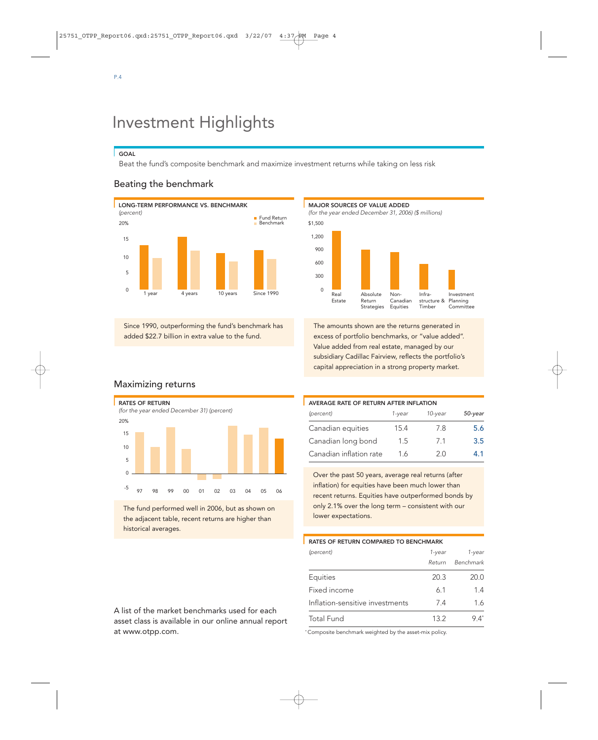# Investment Highlights

**GOAL**

Beat the fund's composite benchmark and maximize investment returns while taking on less risk

## Beating the benchmark

**LONG-TERM PERFORMANCE VS. BENCHMARK**
*(percent)*

**MAJOR SOURCES OF VALUE ADDED**
*(for the year ended December 31, 2006) ($ millions)*

Since 1990, outperforming the fund's benchmark has added $22.7 billion in extra value to the fund.

The amounts shown are the returns generated in excess of portfolio benchmarks, or "value added". Value added from real estate, managed by our subsidiary Cadillac Fairview, reflects the portfolio's capital appreciation in a strong property market.

## Maximizing returns

**RATES OF RETURN**
*(for the year ended December 31) (percent)*

The fund performed well in 2006, but as shown on the adjacent table, recent returns are higher than historical averages.

**AVERAGE RATE OF RETURN AFTER INFLATION**

| *(percent)* | *1-year* | *10-year* | *50-year* |
|---|---|---|---|
| Canadian equities | 15.4 | 7.8 | 5.6 |
| Canadian long bond | 1.5 | 7.1 | 3.5 |
| Canadian inflation rate | 1.6 | 2.0 | 4.1 |

Over the past 50 years, average real returns (after inflation) for equities have been much lower than recent returns. Equities have outperformed bonds by only 2.1% over the long term – consistent with our lower expectations.

**RATES OF RETURN COMPARED TO BENCHMARK**

| *(percent)* | *1-year Return* | *1-year Benchmark* |
|---|---|---|
| Equities | 20.3 | 20.0 |
| Fixed income | 6.1 | 1.4 |
| Inflation-sensitive investments | 7.4 | 1.6 |
| Total Fund | 13.2 | 9.4* |

\* Composite benchmark weighted by the asset-mix policy.

A list of the market benchmarks used for each asset class is available in our online annual report at www.otpp.com.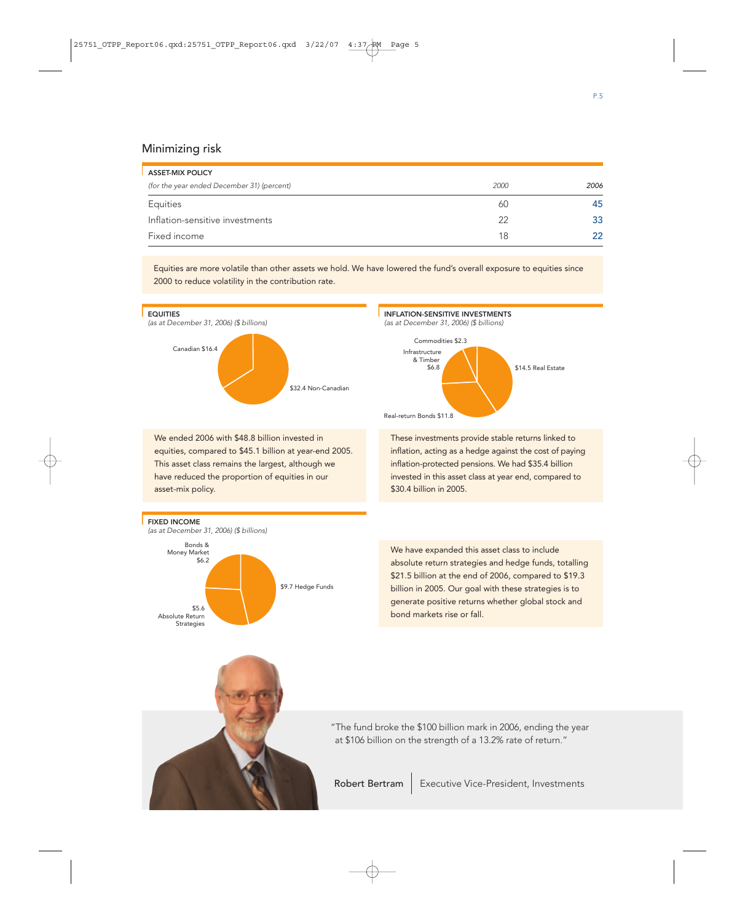## Minimizing risk

**ASSET-MIX POLICY**

| *(for the year ended December 31) (percent)* | *2000* | *2006* |
|---|---|---|
| Equities | 60 | 45 |
| Inflation-sensitive investments | 22 | 33 |
| Fixed income | 18 | 22 |

Equities are more volatile than other assets we hold. We have lowered the fund's overall exposure to equities since 2000 to reduce volatility in the contribution rate.

**EQUITIES**
*(as at December 31, 2006) ($ billions)*

Canadian $16.4
$32.4 Non-Canadian

We ended 2006 with $48.8 billion invested in equities, compared to $45.1 billion at year-end 2005. This asset class remains the largest, although we have reduced the proportion of equities in our asset-mix policy.

**INFLATION-SENSITIVE INVESTMENTS**
*(as at December 31, 2006) ($ billions)*

Commodities $2.3
Infrastructure & Timber $6.8
$14.5 Real Estate
Real-return Bonds $11.8

These investments provide stable returns linked to inflation, acting as a hedge against the cost of paying inflation-protected pensions. We had $35.4 billion invested in this asset class at year end, compared to $30.4 billion in 2005.

**FIXED INCOME**
*(as at December 31, 2006) ($ billions)*

Bonds & Money Market $6.2
$9.7 Hedge Funds
$5.6 Absolute Return Strategies

We have expanded this asset class to include absolute return strategies and hedge funds, totalling $21.5 billion at the end of 2006, compared to $19.3 billion in 2005. Our goal with these strategies is to generate positive returns whether global stock and bond markets rise or fall.

"The fund broke the $100 billion mark in 2006, ending the year at $106 billion on the strength of a 13.2% rate of return."

Robert Bertram | Executive Vice-President, Investments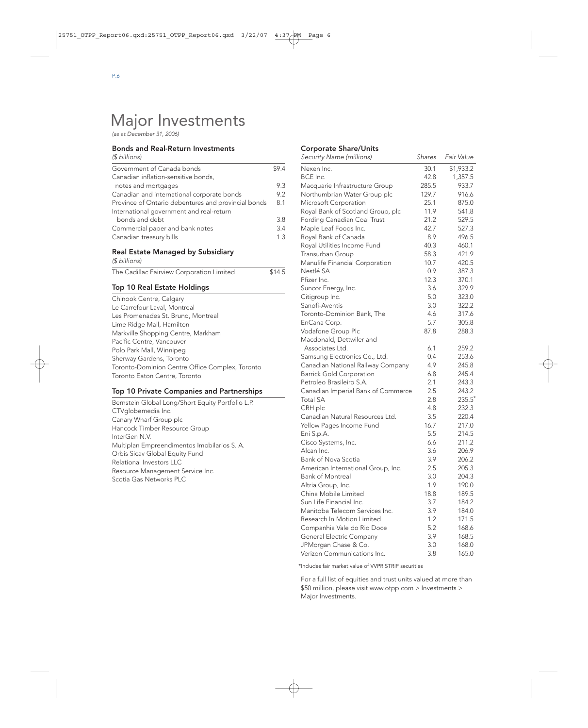# Major Investments

*(as at December 31, 2006)*

### Bonds and Real-Return Investments

*($ billions)*

| | |
|---|---|
| Government of Canada bonds | $9.4 |
| Canadian inflation-sensitive bonds, notes and mortgages | 9.3 |
| Canadian and international corporate bonds | 9.2 |
| Province of Ontario debentures and provincial bonds | 8.1 |
| International government and real-return bonds and debt | 3.8 |
| Commercial paper and bank notes | 3.4 |
| Canadian treasury bills | 1.3 |

### Real Estate Managed by Subsidiary

*($ billions)*

| | |
|---|---|
| The Cadillac Fairview Corporation Limited | $14.5 |

### Top 10 Real Estate Holdings

Chinook Centre, Calgary
Le Carrefour Laval, Montreal
Les Promenades St. Bruno, Montreal
Lime Ridge Mall, Hamilton
Markville Shopping Centre, Markham
Pacific Centre, Vancouver
Polo Park Mall, Winnipeg
Sherway Gardens, Toronto
Toronto-Dominion Centre Office Complex, Toronto
Toronto Eaton Centre, Toronto

### Top 10 Private Companies and Partnerships

Bernstein Global Long/Short Equity Portfolio L.P.
CTVglobemedia Inc.
Canary Wharf Group plc
Hancock Timber Resource Group
InterGen N.V.
Multiplan Empreendimentos Imobilarios S. A.
Orbis Sicav Global Equity Fund
Relational Investors LLC
Resource Management Service Inc.
Scotia Gas Networks PLC

### Corporate Share/Units

| *Security Name (millions)* | *Shares* | *Fair Value* |
|---|---|---|
| Nexen Inc. | 30.1 | $1,933.2 |
| BCE Inc. | 42.8 | 1,357.5 |
| Macquarie Infrastructure Group | 285.5 | 933.7 |
| Northumbrian Water Group plc | 129.7 | 916.6 |
| Microsoft Corporation | 25.1 | 875.0 |
| Royal Bank of Scotland Group, plc | 11.9 | 541.8 |
| Fording Canadian Coal Trust | 21.2 | 529.5 |
| Maple Leaf Foods Inc. | 42.7 | 527.3 |
| Royal Bank of Canada | 8.9 | 496.5 |
| Royal Utilities Income Fund | 40.3 | 460.1 |
| Transurban Group | 58.3 | 421.9 |
| Manulife Financial Corporation | 10.7 | 420.5 |
| Nestlé SA | 0.9 | 387.3 |
| Pfizer Inc. | 12.3 | 370.1 |
| Suncor Energy, Inc. | 3.6 | 329.9 |
| Citigroup Inc. | 5.0 | 323.0 |
| Sanofi-Aventis | 3.0 | 322.2 |
| Toronto-Dominion Bank, The | 4.6 | 317.6 |
| EnCana Corp. | 5.7 | 305.8 |
| Vodafone Group Plc | 87.8 | 288.3 |
| Macdonald, Dettwiler and Associates Ltd. | 6.1 | 259.2 |
| Samsung Electronics Co., Ltd. | 0.4 | 253.6 |
| Canadian National Railway Company | 4.9 | 245.8 |
| Barrick Gold Corporation | 6.8 | 245.4 |
| Petroleo Brasileiro S.A. | 2.1 | 243.3 |
| Canadian Imperial Bank of Commerce | 2.5 | 243.2 |
| Total SA | 2.8 | 235.5* |
| CRH plc | 4.8 | 232.3 |
| Canadian Natural Resources Ltd. | 3.5 | 220.4 |
| Yellow Pages Income Fund | 16.7 | 217.0 |
| Eni S.p.A. | 5.5 | 214.5 |
| Cisco Systems, Inc. | 6.6 | 211.2 |
| Alcan Inc. | 3.6 | 206.9 |
| Bank of Nova Scotia | 3.9 | 206.2 |
| American International Group, Inc. | 2.5 | 205.3 |
| Bank of Montreal | 3.0 | 204.3 |
| Altria Group, Inc. | 1.9 | 190.0 |
| China Mobile Limited | 18.8 | 189.5 |
| Sun Life Financial Inc. | 3.7 | 184.2 |
| Manitoba Telecom Services Inc. | 3.9 | 184.0 |
| Research In Motion Limited | 1.2 | 171.5 |
| Companhia Vale do Rio Doce | 5.2 | 168.6 |
| General Electric Company | 3.9 | 168.5 |
| JPMorgan Chase & Co. | 3.0 | 168.0 |
| Verizon Communications Inc. | 3.8 | 165.0 |

*Includes fair market value of VVPR STRIP securities

For a full list of equities and trust units valued at more than $50 million, please visit www.otpp.com > Investments > Major Investments.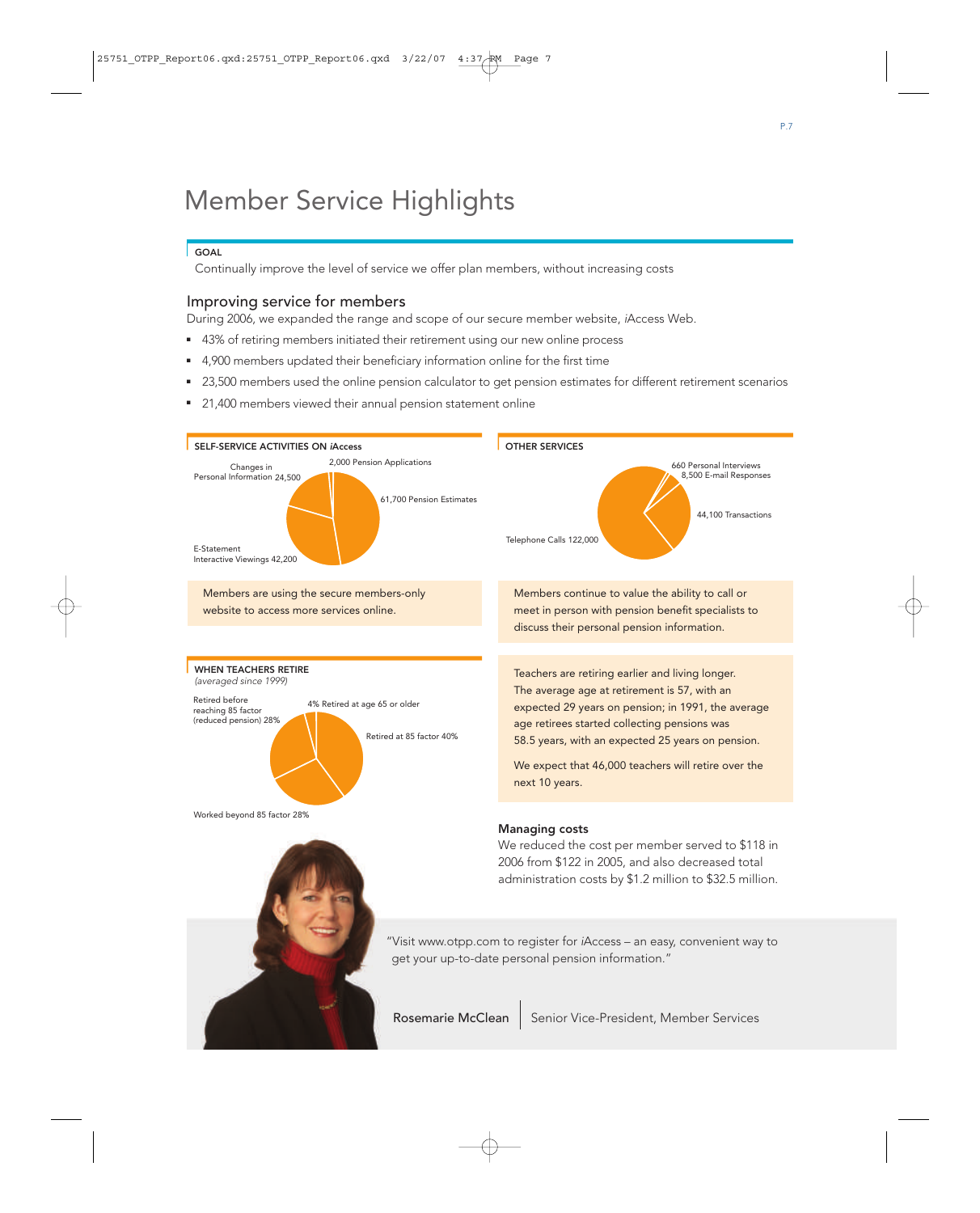# Member Service Highlights

**GOAL**

Continually improve the level of service we offer plan members, without increasing costs

## Improving service for members

During 2006, we expanded the range and scope of our secure member website, *i*Access Web.

- 43% of retiring members initiated their retirement using our new online process
- 4,900 members updated their beneficiary information online for the first time
- 23,500 members used the online pension calculator to get pension estimates for different retirement scenarios
- 21,400 members viewed their annual pension statement online

**SELF-SERVICE ACTIVITIES ON *i*Access**

- 2,000 Pension Applications
- 61,700 Pension Estimates
- E-Statement Interactive Viewings 42,200
- Changes in Personal Information 24,500

Members are using the secure members-only website to access more services online.

**OTHER SERVICES**

- 660 Personal Interviews
- 8,500 E-mail Responses
- 44,100 Transactions
- Telephone Calls 122,000

Members continue to value the ability to call or meet in person with pension benefit specialists to discuss their personal pension information.

**WHEN TEACHERS RETIRE**
*(averaged since 1999)*

- 4% Retired at age 65 or older
- Retired at 85 factor 40%
- Worked beyond 85 factor 28%
- Retired before reaching 85 factor (reduced pension) 28%

Teachers are retiring earlier and living longer. The average age at retirement is 57, with an expected 29 years on pension; in 1991, the average age retirees started collecting pensions was 58.5 years, with an expected 25 years on pension.

We expect that 46,000 teachers will retire over the next 10 years.

**Managing costs**

We reduced the cost per member served to $118 in 2006 from $122 in 2005, and also decreased total administration costs by $1.2 million to $32.5 million.

"Visit www.otpp.com to register for *i*Access – an easy, convenient way to get your up-to-date personal pension information."

Rosemarie McClean | Senior Vice-President, Member Services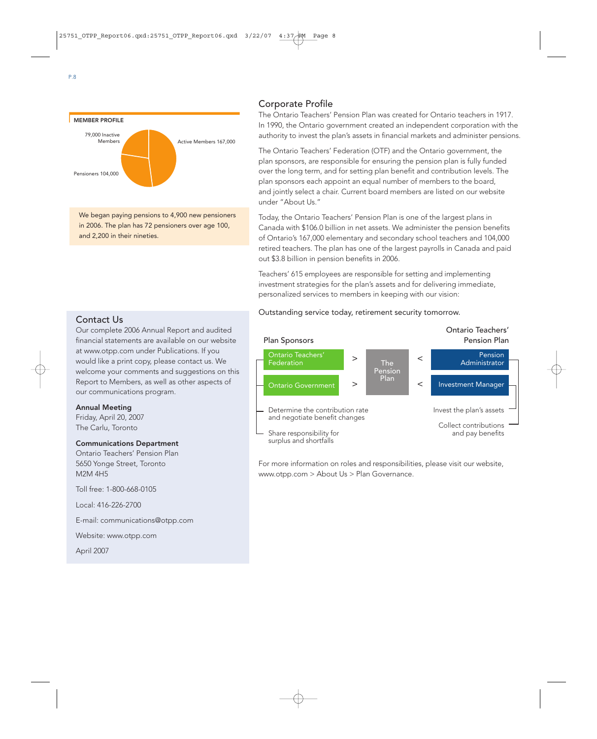**MEMBER PROFILE**

79,000 Inactive Members

Active Members 167,000

Pensioners 104,000

We began paying pensions to 4,900 new pensioners in 2006. The plan has 72 pensioners over age 100, and 2,200 in their nineties.

## Contact Us

Our complete 2006 Annual Report and audited financial statements are available on our website at www.otpp.com under Publications. If you would like a print copy, please contact us. We welcome your comments and suggestions on this Report to Members, as well as other aspects of our communications program.

**Annual Meeting**
Friday, April 20, 2007
The Carlu, Toronto

**Communications Department**
Ontario Teachers' Pension Plan
5650 Yonge Street, Toronto
M2M 4H5

Toll free: 1-800-668-0105

Local: 416-226-2700

E-mail: communications@otpp.com

Website: www.otpp.com

April 2007

## Corporate Profile

The Ontario Teachers' Pension Plan was created for Ontario teachers in 1917. In 1990, the Ontario government created an independent corporation with the authority to invest the plan's assets in financial markets and administer pensions.

The Ontario Teachers' Federation (OTF) and the Ontario government, the plan sponsors, are responsible for ensuring the pension plan is fully funded over the long term, and for setting plan benefit and contribution levels. The plan sponsors each appoint an equal number of members to the board, and jointly select a chair. Current board members are listed on our website under "About Us."

Today, the Ontario Teachers' Pension Plan is one of the largest plans in Canada with $106.0 billion in net assets. We administer the pension benefits of Ontario's 167,000 elementary and secondary school teachers and 104,000 retired teachers. The plan has one of the largest payrolls in Canada and paid out $3.8 billion in pension benefits in 2006.

Teachers' 615 employees are responsible for setting and implementing investment strategies for the plan's assets and for delivering immediate, personalized services to members in keeping with our vision:

Outstanding service today, retirement security tomorrow.

Plan Sponsors

Ontario Teachers' Federation >

Ontario Government >

The Pension Plan

Ontario Teachers' Pension Plan

< Pension Administrator

< Investment Manager

Determine the contribution rate and negotiate benefit changes

Share responsibility for surplus and shortfalls

Invest the plan's assets

Collect contributions and pay benefits

For more information on roles and responsibilities, please visit our website, www.otpp.com > About Us > Plan Governance.